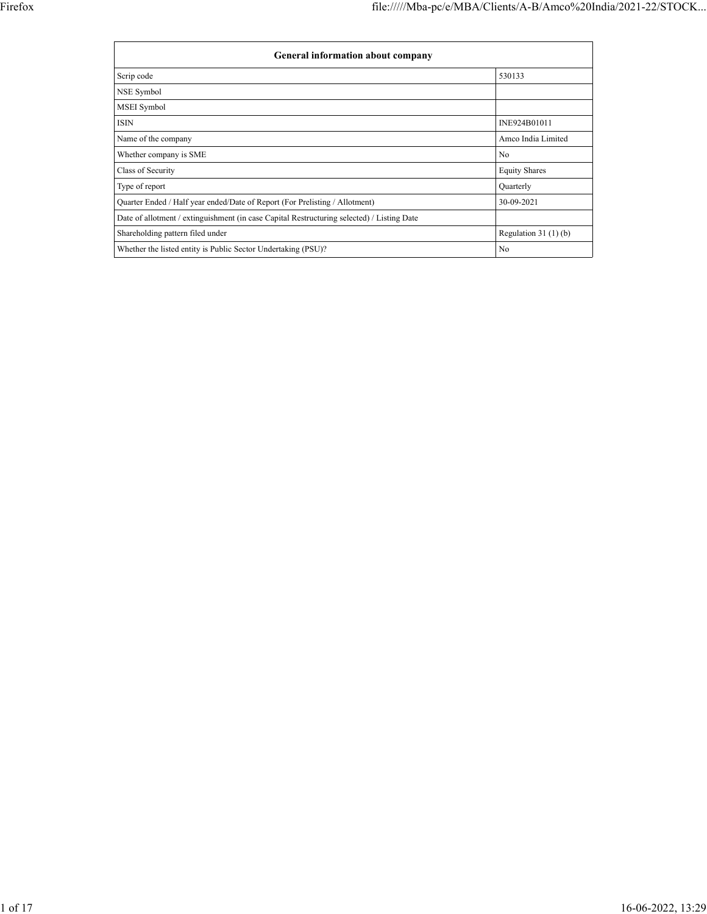| General information about company | |
|---|---|
| Scrip code | 530133 |
| NSE Symbol | |
| MSEI Symbol | |
| ISIN | INE924B01011 |
| Name of the company | Amco India Limited |
| Whether company is SME | No |
| Class of Security | Equity Shares |
| Type of report | Quarterly |
| Quarter Ended / Half year ended/Date of Report (For Prelisting / Allotment) | 30-09-2021 |
| Date of allotment / extinguishment (in case Capital Restructuring selected) / Listing Date | |
| Shareholding pattern filed under | Regulation 31 (1) (b) |
| Whether the listed entity is Public Sector Undertaking (PSU)? | No |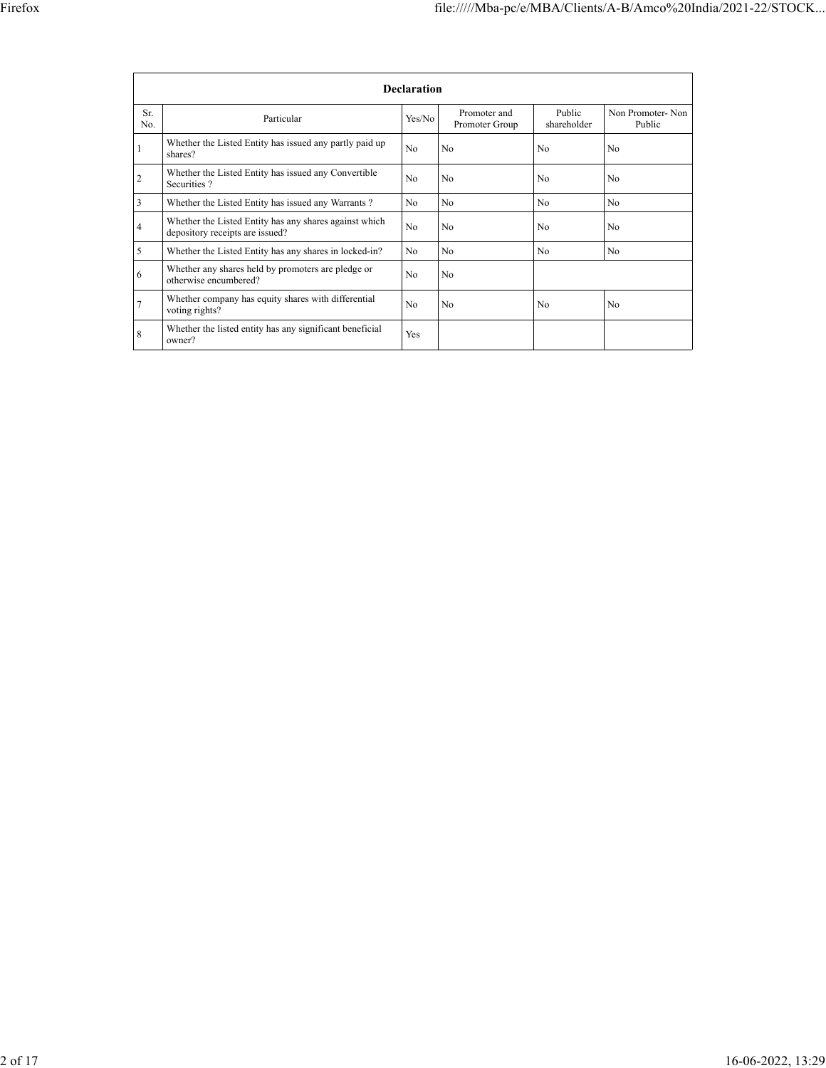| Declaration | | | | | |
|---|---|---|---|---|---|
| Sr. No. | Particular | Yes/No | Promoter and Promoter Group | Public shareholder | Non Promoter- Non Public |
| 1 | Whether the Listed Entity has issued any partly paid up shares? | No | No | No | No |
| 2 | Whether the Listed Entity has issued any Convertible Securities ? | No | No | No | No |
| 3 | Whether the Listed Entity has issued any Warrants ? | No | No | No | No |
| 4 | Whether the Listed Entity has any shares against which depository receipts are issued? | No | No | No | No |
| 5 | Whether the Listed Entity has any shares in locked-in? | No | No | No | No |
| 6 | Whether any shares held by promoters are pledge or otherwise encumbered? | No | No | | |
| 7 | Whether company has equity shares with differential voting rights? | No | No | No | No |
| 8 | Whether the listed entity has any significant beneficial owner? | Yes | | | |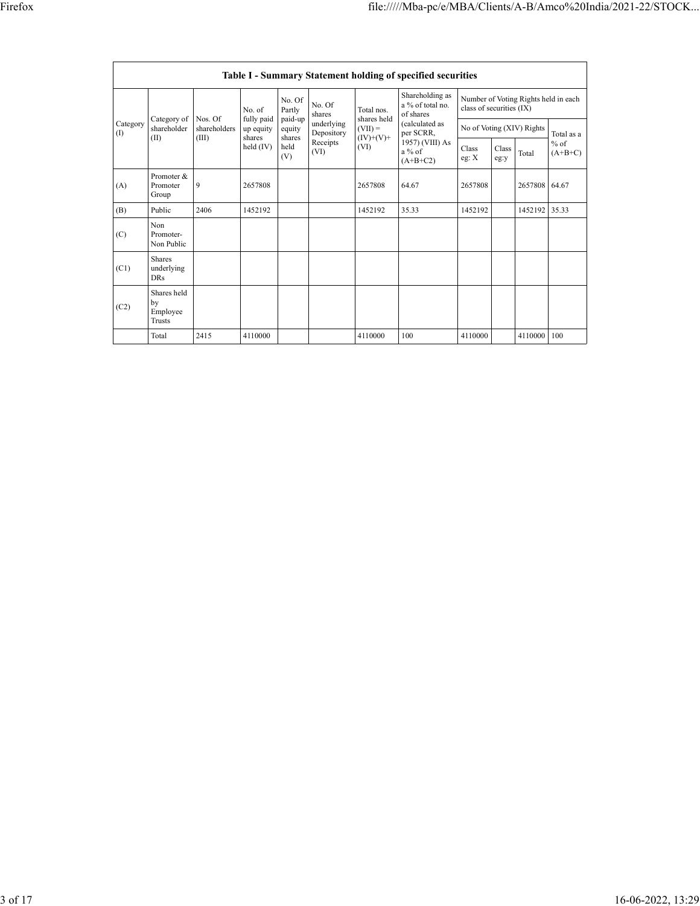| Table I - Summary Statement holding of specified securities | | | | | | | | | | | | |
|---|---|---|---|---|---|---|---|---|---|---|---|---|
| Category (I) | Category of shareholder (II) | Nos. Of shareholders (III) | No. of fully paid up equity shares held (IV) | No. Of Partly paid-up equity shares held (V) | No. Of shares underlying Depository Receipts (VI) | Total nos. shares held (VII) = (IV)+(V)+ (VI) | Shareholding as a % of total no. of shares (calculated as per SCRR, 1957) (VIII) As a % of (A+B+C2) | Number of Voting Rights held in each class of securities (IX) | | | |
| | | | | | | | | No of Voting (XIV) Rights | | | Total as a % of (A+B+C) |
| | | | | | | | | Class eg: X | Class eg:y | Total | |
| (A) | Promoter & Promoter Group | 9 | 2657808 | | | 2657808 | 64.67 | 2657808 | | 2657808 | 64.67 |
| (B) | Public | 2406 | 1452192 | | | 1452192 | 35.33 | 1452192 | | 1452192 | 35.33 |
| (C) | Non Promoter- Non Public | | | | | | | | | | |
| (C1) | Shares underlying DRs | | | | | | | | | | |
| (C2) | Shares held by Employee Trusts | | | | | | | | | | |
| | Total | 2415 | 4110000 | | | 4110000 | 100 | 4110000 | | 4110000 | 100 |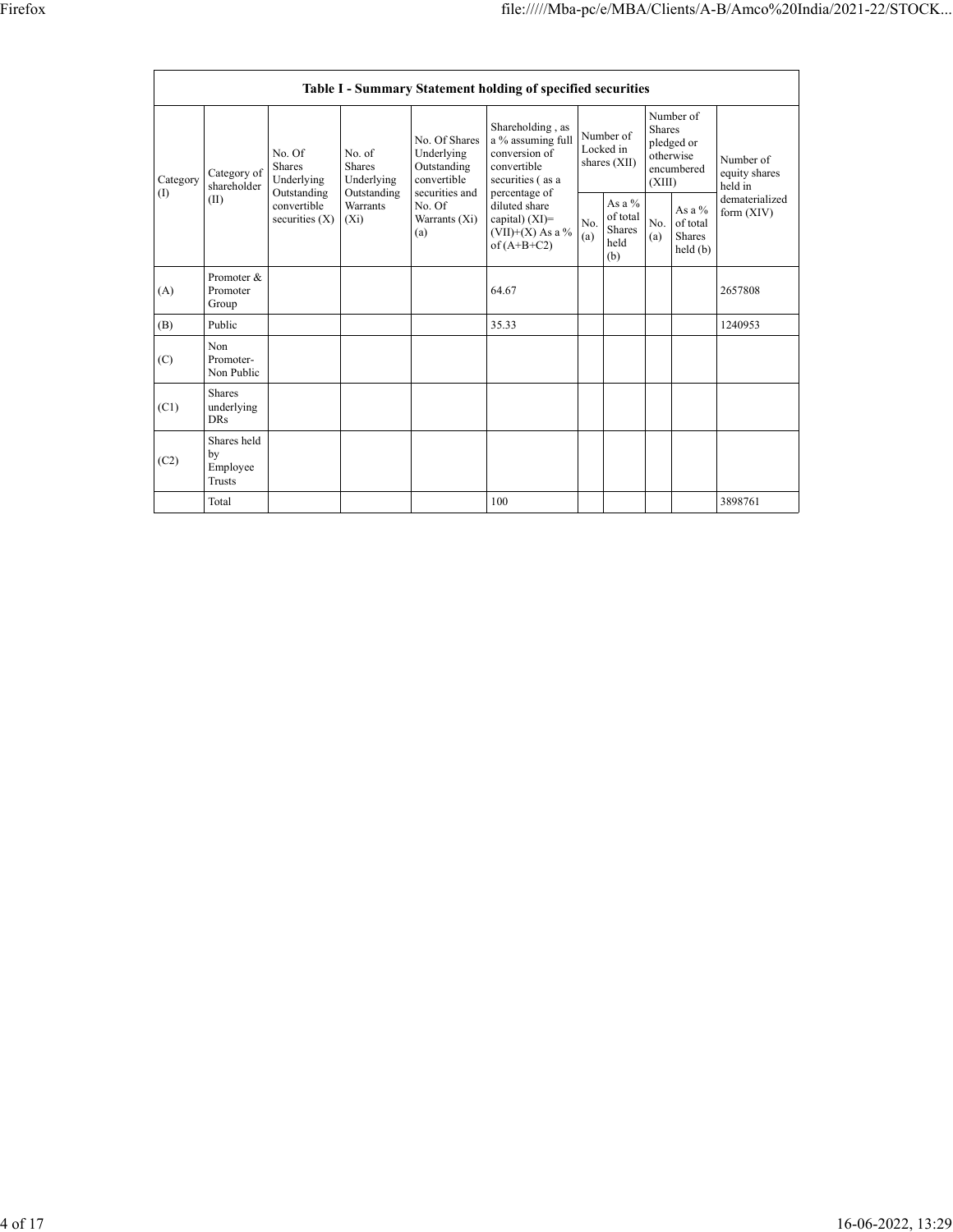| Table I - Summary Statement holding of specified securities | | | | | | | | | | |
|---|---|---|---|---|---|---|---|---|---|---|
| Category (I) | Category of shareholder (II) | No. Of Shares Underlying Outstanding convertible securities (X) | No. of Shares Underlying Outstanding Warrants (Xi) | No. Of Shares Underlying Outstanding convertible securities and No. Of Warrants (Xi) (a) | Shareholding , as a % assuming full conversion of convertible securities ( as a percentage of diluted share capital) (XI)= (VII)+(X) As a % of (A+B+C2) | Number of Locked in shares (XII) | | Number of Shares pledged or otherwise encumbered (XIII) | | Number of equity shares held in dematerialized form (XIV) |
| | | | | | | No. (a) | As a % of total Shares held (b) | No. (a) | As a % of total Shares held (b) | |
| (A) | Promoter & Promoter Group | | | | 64.67 | | | | | 2657808 |
| (B) | Public | | | | 35.33 | | | | | 1240953 |
| (C) | Non Promoter- Non Public | | | | | | | | | |
| (C1) | Shares underlying DRs | | | | | | | | | |
| (C2) | Shares held by Employee Trusts | | | | | | | | | |
| | Total | | | | 100 | | | | | 3898761 |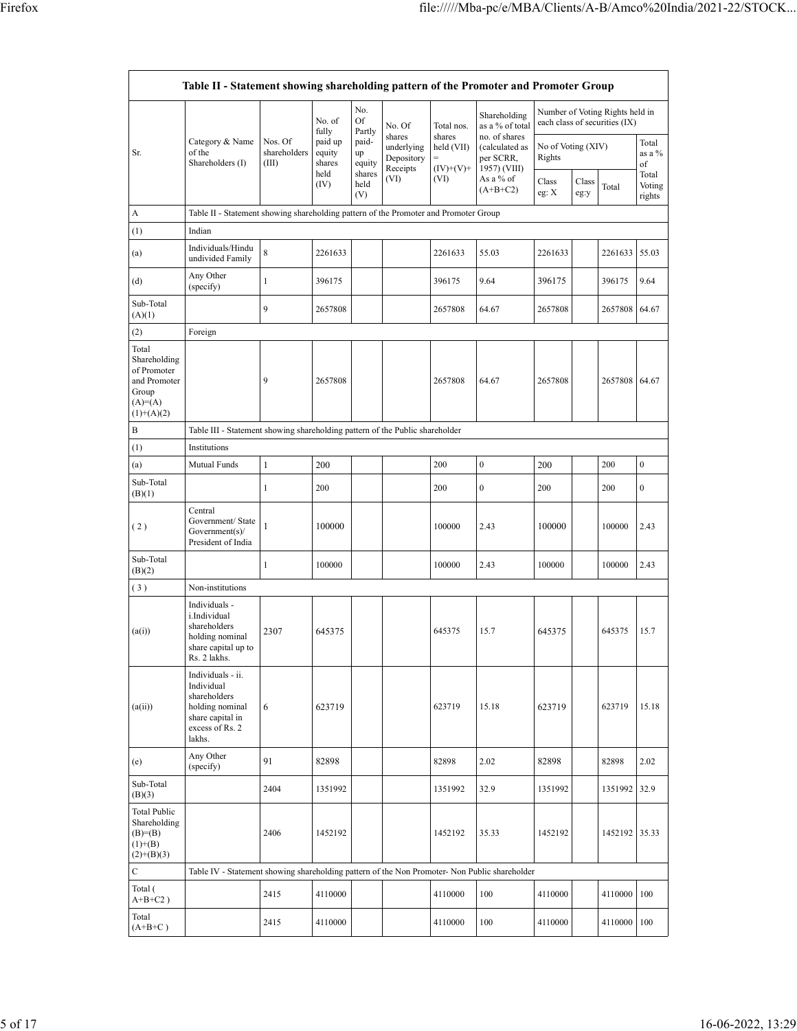| Sr. | Category & Name of the Shareholders (I) | Nos. Of shareholders (III) | No. of fully paid up equity shares held (IV) | No. Of Partly paid-up equity shares held (V) | No. Of shares underlying Depository Receipts (VI) | Total nos. shares held (VII) = (IV)+(V)+ (VI) | Shareholding as a % of total no. of shares (calculated as per SCRR, 1957) (VIII) As a % of (A+B+C2) | Number of Voting Rights held in each class of securities (IX) | | | |
|---|---|---|---|---|---|---|---|---|---|---|---|
| | | | | | | | | No of Voting (XIV) Rights | | | Total as a % of Total Voting rights |
| | | | | | | | | Class eg: X | Class eg:y | Total | |
| A | Table II - Statement showing shareholding pattern of the Promoter and Promoter Group | | | | | | | | | | |
| (1) | Indian | | | | | | | | | | |
| (a) | Individuals/Hindu undivided Family | 8 | 2261633 | | | 2261633 | 55.03 | 2261633 | | 2261633 | 55.03 |
| (d) | Any Other (specify) | 1 | 396175 | | | 396175 | 9.64 | 396175 | | 396175 | 9.64 |
| Sub-Total (A)(1) | | 9 | 2657808 | | | 2657808 | 64.67 | 2657808 | | 2657808 | 64.67 |
| (2) | Foreign | | | | | | | | | | |
| Total Shareholding of Promoter and Promoter Group (A)=(A)(1)+(A)(2) | | 9 | 2657808 | | | 2657808 | 64.67 | 2657808 | | 2657808 | 64.67 |
| B | Table III - Statement showing shareholding pattern of the Public shareholder | | | | | | | | | | |
| (1) | Institutions | | | | | | | | | | |
| (a) | Mutual Funds | 1 | 200 | | | 200 | 0 | 200 | | 200 | 0 |
| Sub-Total (B)(1) | | 1 | 200 | | | 200 | 0 | 200 | | 200 | 0 |
| ( 2 ) | Central Government/ State Government(s)/ President of India | 1 | 100000 | | | 100000 | 2.43 | 100000 | | 100000 | 2.43 |
| Sub-Total (B)(2) | | 1 | 100000 | | | 100000 | 2.43 | 100000 | | 100000 | 2.43 |
| ( 3 ) | Non-institutions | | | | | | | | | | |
| (a(i)) | Individuals - i.Individual shareholders holding nominal share capital up to Rs. 2 lakhs. | 2307 | 645375 | | | 645375 | 15.7 | 645375 | | 645375 | 15.7 |
| (a(ii)) | Individuals - ii. Individual shareholders holding nominal share capital in excess of Rs. 2 lakhs. | 6 | 623719 | | | 623719 | 15.18 | 623719 | | 623719 | 15.18 |
| (e) | Any Other (specify) | 91 | 82898 | | | 82898 | 2.02 | 82898 | | 82898 | 2.02 |
| Sub-Total (B)(3) | | 2404 | 1351992 | | | 1351992 | 32.9 | 1351992 | | 1351992 | 32.9 |
| Total Public Shareholding (B)=(B)(1)+(B)(2)+(B)(3) | | 2406 | 1452192 | | | 1452192 | 35.33 | 1452192 | | 1452192 | 35.33 |
| C | Table IV - Statement showing shareholding pattern of the Non Promoter- Non Public shareholder | | | | | | | | | | |
| Total ( A+B+C2 ) | | 2415 | 4110000 | | | 4110000 | 100 | 4110000 | | 4110000 | 100 |
| Total (A+B+C ) | | 2415 | 4110000 | | | 4110000 | 100 | 4110000 | | 4110000 | 100 |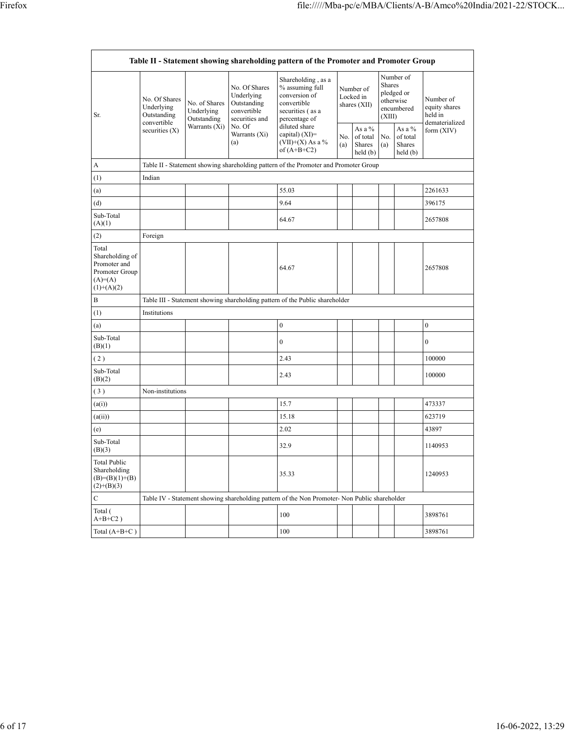| Table II - Statement showing shareholding pattern of the Promoter and Promoter Group | | | | | | | | | |
|---|---|---|---|---|---|---|---|---|---|
| Sr. | No. Of Shares Underlying Outstanding convertible securities (X) | No. of Shares Underlying Outstanding Warrants (Xi) | No. Of Shares Underlying Outstanding convertible securities and No. Of Warrants (Xi) (a) | Shareholding , as a % assuming full conversion of convertible securities ( as a percentage of diluted share capital) (XI)= (VII)+(X) As a % of (A+B+C2) | Number of Locked in shares (XII) | | Number of Shares pledged or otherwise encumbered (XIII) | | Number of equity shares held in dematerialized form (XIV) |
| | | | | | No. (a) | As a % of total Shares held (b) | No. (a) | As a % of total Shares held (b) | |
| A | Table II - Statement showing shareholding pattern of the Promoter and Promoter Group | | | | | | | | |
| (1) | Indian | | | | | | | | |
| (a) | | | | 55.03 | | | | | 2261633 |
| (d) | | | | 9.64 | | | | | 396175 |
| Sub-Total (A)(1) | | | | 64.67 | | | | | 2657808 |
| (2) | Foreign | | | | | | | | |
| Total Shareholding of Promoter and Promoter Group (A)=(A)(1)+(A)(2) | | | | 64.67 | | | | | 2657808 |
| B | Table III - Statement showing shareholding pattern of the Public shareholder | | | | | | | | |
| (1) | Institutions | | | | | | | | |
| (a) | | | | 0 | | | | | 0 |
| Sub-Total (B)(1) | | | | 0 | | | | | 0 |
| ( 2 ) | | | | 2.43 | | | | | 100000 |
| Sub-Total (B)(2) | | | | 2.43 | | | | | 100000 |
| ( 3 ) | Non-institutions | | | | | | | | |
| (a(i)) | | | | 15.7 | | | | | 473337 |
| (a(ii)) | | | | 15.18 | | | | | 623719 |
| (e) | | | | 2.02 | | | | | 43897 |
| Sub-Total (B)(3) | | | | 32.9 | | | | | 1140953 |
| Total Public Shareholding (B)=(B)(1)+(B)(2)+(B)(3) | | | | 35.33 | | | | | 1240953 |
| C | Table IV - Statement showing shareholding pattern of the Non Promoter- Non Public shareholder | | | | | | | | |
| Total ( A+B+C2 ) | | | | 100 | | | | | 3898761 |
| Total (A+B+C ) | | | | 100 | | | | | 3898761 |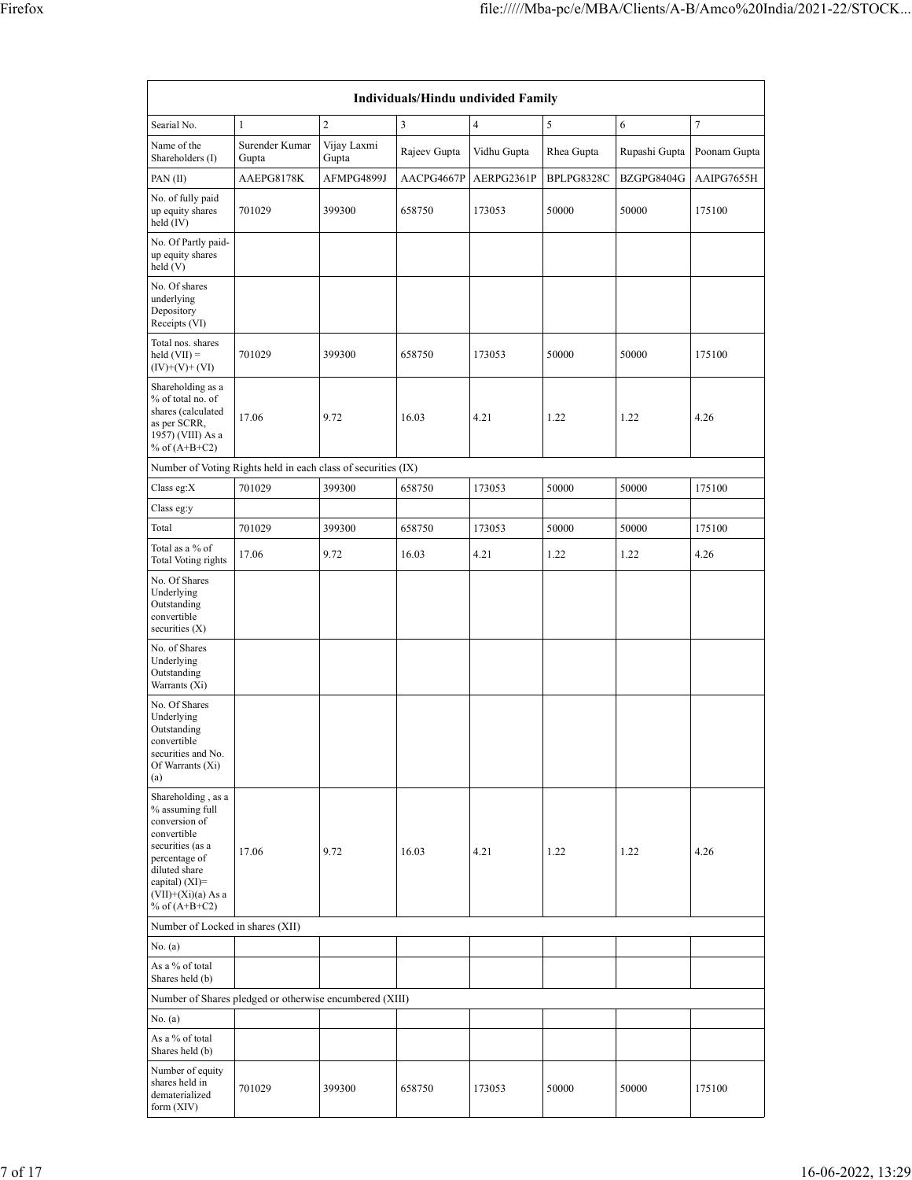| Individuals/Hindu undivided Family | | | | | | | |
|---|---|---|---|---|---|---|---|
| Searial No. | 1 | 2 | 3 | 4 | 5 | 6 | 7 |
| Name of the Shareholders (I) | Surender Kumar Gupta | Vijay Laxmi Gupta | Rajeev Gupta | Vidhu Gupta | Rhea Gupta | Rupashi Gupta | Poonam Gupta |
| PAN (II) | AAEPG8178K | AFMPG4899J | AACPG4667P | AERPG2361P | BPLPG8328C | BZGPG8404G | AAIPG7655H |
| No. of fully paid up equity shares held (IV) | 701029 | 399300 | 658750 | 173053 | 50000 | 50000 | 175100 |
| No. Of Partly paid-up equity shares held (V) | | | | | | | |
| No. Of shares underlying Depository Receipts (VI) | | | | | | | |
| Total nos. shares held (VII) = (IV)+(V)+ (VI) | 701029 | 399300 | 658750 | 173053 | 50000 | 50000 | 175100 |
| Shareholding as a % of total no. of shares (calculated as per SCRR, 1957) (VIII) As a % of (A+B+C2) | 17.06 | 9.72 | 16.03 | 4.21 | 1.22 | 1.22 | 4.26 |
| Number of Voting Rights held in each class of securities (IX) | | | | | | | |
| Class eg:X | 701029 | 399300 | 658750 | 173053 | 50000 | 50000 | 175100 |
| Class eg:y | | | | | | | |
| Total | 701029 | 399300 | 658750 | 173053 | 50000 | 50000 | 175100 |
| Total as a % of Total Voting rights | 17.06 | 9.72 | 16.03 | 4.21 | 1.22 | 1.22 | 4.26 |
| No. Of Shares Underlying Outstanding convertible securities (X) | | | | | | | |
| No. of Shares Underlying Outstanding Warrants (Xi) | | | | | | | |
| No. Of Shares Underlying Outstanding convertible securities and No. Of Warrants (Xi) (a) | | | | | | | |
| Shareholding , as a % assuming full conversion of convertible securities (as a percentage of diluted share capital) (XI)= (VII)+(Xi)(a) As a % of (A+B+C2) | 17.06 | 9.72 | 16.03 | 4.21 | 1.22 | 1.22 | 4.26 |
| Number of Locked in shares (XII) | | | | | | | |
| No. (a) | | | | | | | |
| As a % of total Shares held (b) | | | | | | | |
| Number of Shares pledged or otherwise encumbered (XIII) | | | | | | | |
| No. (a) | | | | | | | |
| As a % of total Shares held (b) | | | | | | | |
| Number of equity shares held in dematerialized form (XIV) | 701029 | 399300 | 658750 | 173053 | 50000 | 50000 | 175100 |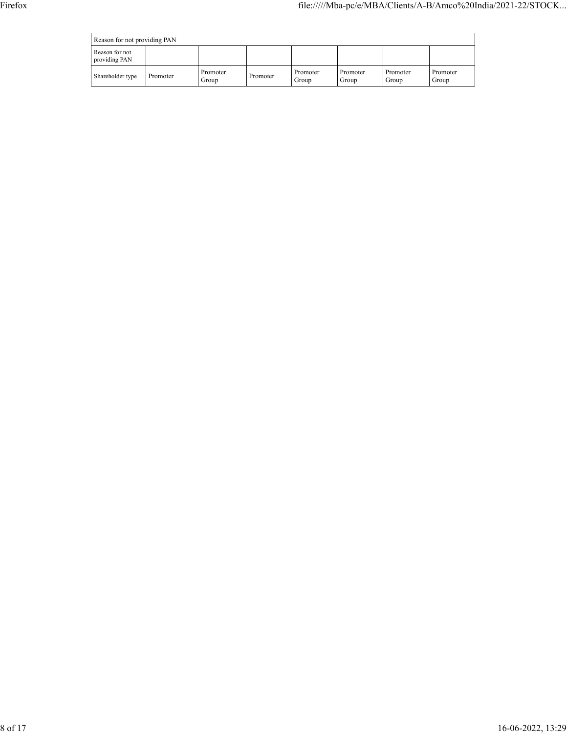| Reason for not providing PAN | | | | | | | |
|---|---|---|---|---|---|---|---|
| Reason for not providing PAN | | | | | | | |
| Shareholder type | Promoter | Promoter Group | Promoter | Promoter Group | Promoter Group | Promoter Group | Promoter Group |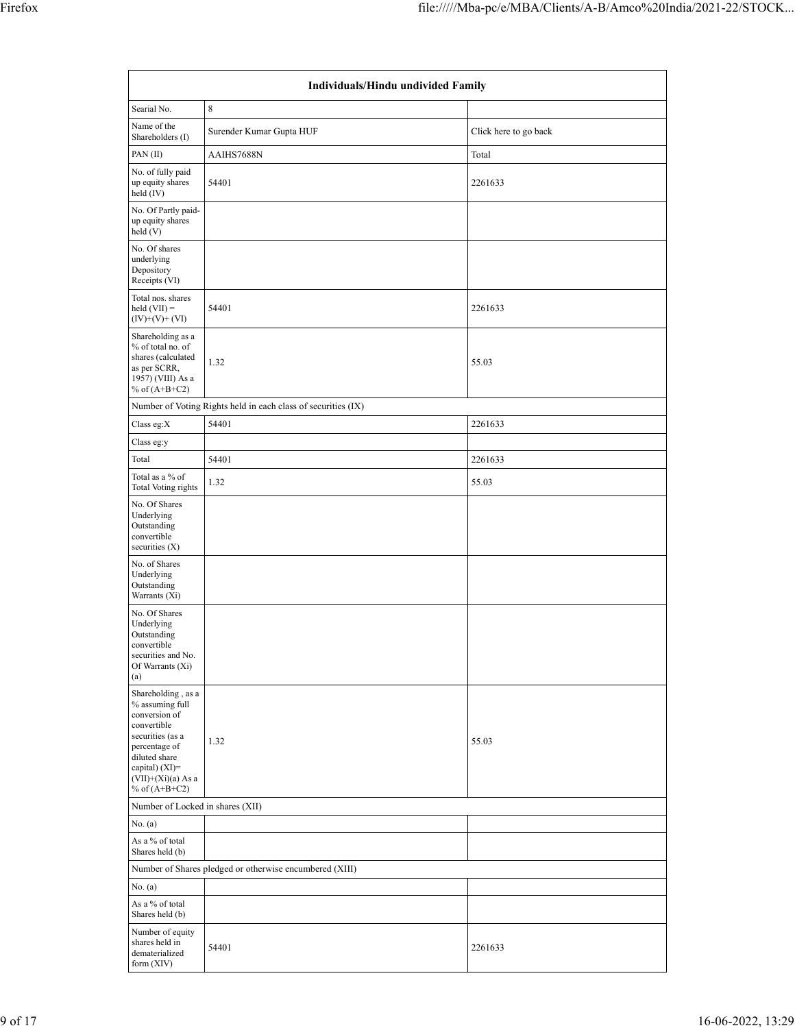| Individuals/Hindu undivided Family | | |
|---|---|---|
| Searial No. | 8 | |
| Name of the Shareholders (I) | Surender Kumar Gupta HUF | Click here to go back |
| PAN (II) | AAIHS7688N | Total |
| No. of fully paid up equity shares held (IV) | 54401 | 2261633 |
| No. Of Partly paid-up equity shares held (V) | | |
| No. Of shares underlying Depository Receipts (VI) | | |
| Total nos. shares held (VII) = (IV)+(V)+ (VI) | 54401 | 2261633 |
| Shareholding as a % of total no. of shares (calculated as per SCRR, 1957) (VIII) As a % of (A+B+C2) | 1.32 | 55.03 |
| Number of Voting Rights held in each class of securities (IX) | | |
| Class eg:X | 54401 | 2261633 |
| Class eg:y | | |
| Total | 54401 | 2261633 |
| Total as a % of Total Voting rights | 1.32 | 55.03 |
| No. Of Shares Underlying Outstanding convertible securities (X) | | |
| No. of Shares Underlying Outstanding Warrants (Xi) | | |
| No. Of Shares Underlying Outstanding convertible securities and No. Of Warrants (Xi) (a) | | |
| Shareholding , as a % assuming full conversion of convertible securities (as a percentage of diluted share capital) (XI)= (VII)+(Xi)(a) As a % of (A+B+C2) | 1.32 | 55.03 |
| Number of Locked in shares (XII) | | |
| No. (a) | | |
| As a % of total Shares held (b) | | |
| Number of Shares pledged or otherwise encumbered (XIII) | | |
| No. (a) | | |
| As a % of total Shares held (b) | | |
| Number of equity shares held in dematerialized form (XIV) | 54401 | 2261633 |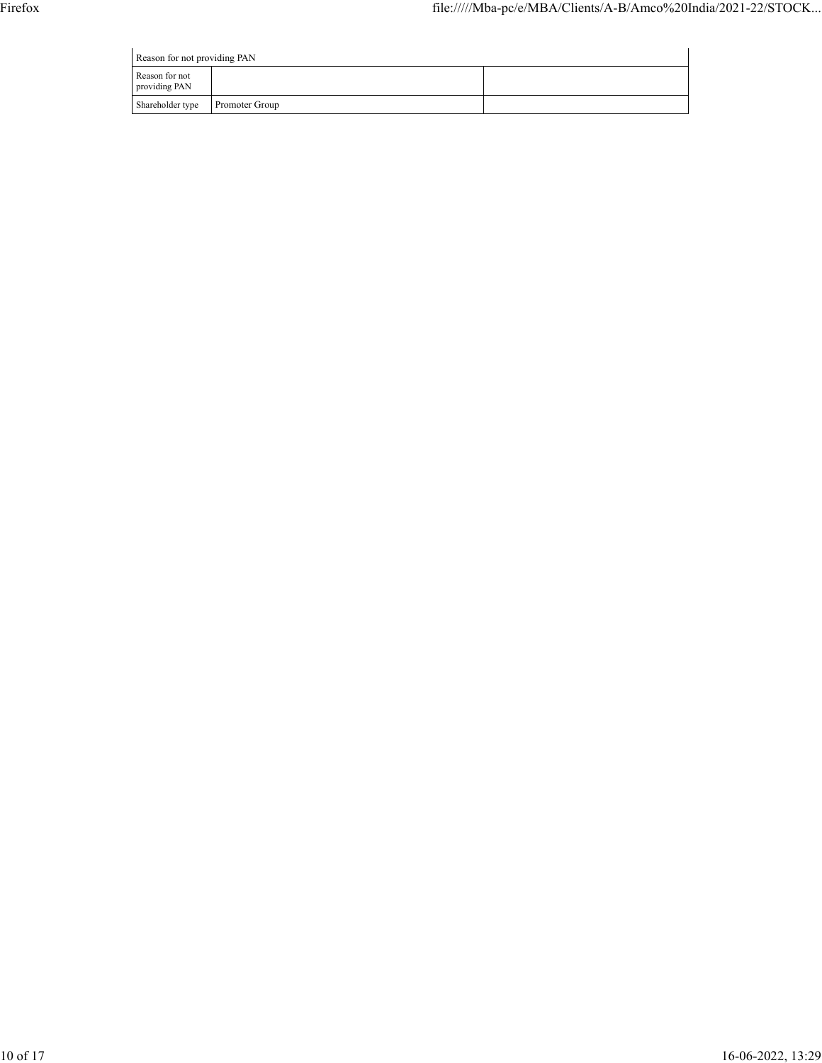| Reason for not providing PAN | | |
|---|---|---|
| Reason for not providing PAN | | |
| Shareholder type | Promoter Group | |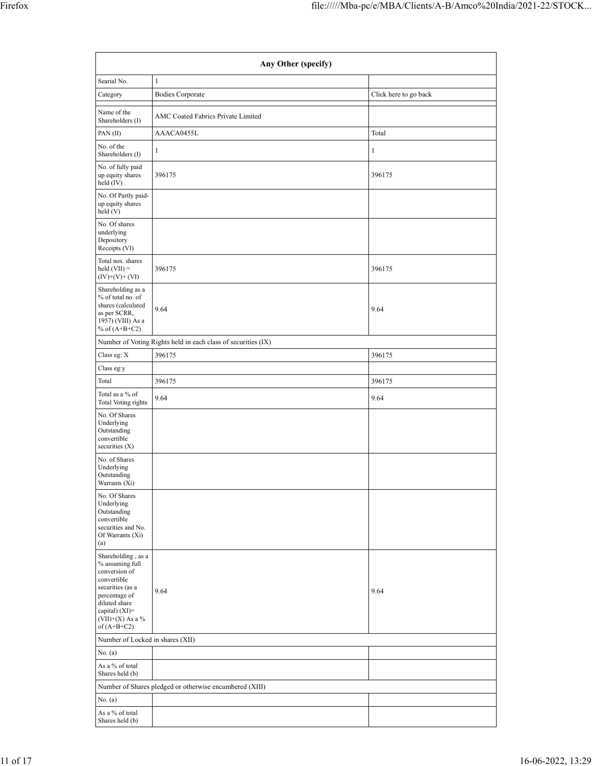| Any Other (specify) | | |
|---|---|---|
| Searial No. | 1 | |
| Category | Bodies Corporate | Click here to go back |
| Name of the Shareholders (I) | AMC Coated Fabrics Private Limited | |
| PAN (II) | AAACA0455L | Total |
| No. of the Shareholders (I) | 1 | 1 |
| No. of fully paid up equity shares held (IV) | 396175 | 396175 |
| No. Of Partly paid-up equity shares held (V) | | |
| No. Of shares underlying Depository Receipts (VI) | | |
| Total nos. shares held (VII) = (IV)+(V)+ (VI) | 396175 | 396175 |
| Shareholding as a % of total no. of shares (calculated as per SCRR, 1957) (VIII) As a % of (A+B+C2) | 9.64 | 9.64 |
| Number of Voting Rights held in each class of securities (IX) | | |
| Class eg: X | 396175 | 396175 |
| Class eg:y | | |
| Total | 396175 | 396175 |
| Total as a % of Total Voting rights | 9.64 | 9.64 |
| No. Of Shares Underlying Outstanding convertible securities (X) | | |
| No. of Shares Underlying Outstanding Warrants (Xi) | | |
| No. Of Shares Underlying Outstanding convertible securities and No. Of Warrants (Xi) (a) | | |
| Shareholding , as a % assuming full conversion of convertible securities (as a percentage of diluted share capital) (XI)= (VII)+(X) As a % of (A+B+C2) | 9.64 | 9.64 |
| Number of Locked in shares (XII) | | |
| No. (a) | | |
| As a % of total Shares held (b) | | |
| Number of Shares pledged or otherwise encumbered (XIII) | | |
| No. (a) | | |
| As a % of total Shares held (b) | | |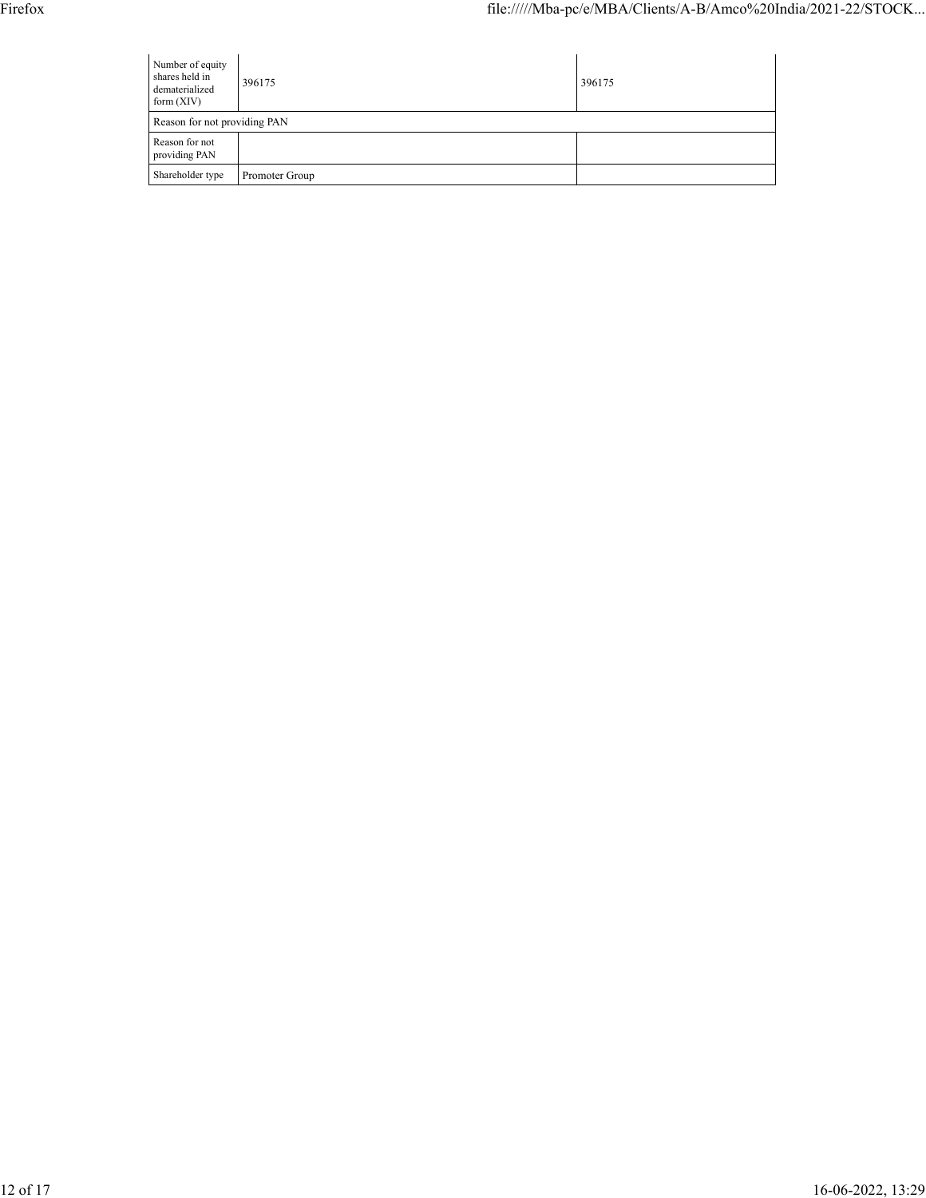| | | |
|---|---|---|
| Number of equity shares held in dematerialized form (XIV) | 396175 | 396175 |
| Reason for not providing PAN | | |
| Reason for not providing PAN | | |
| Shareholder type | Promoter Group | |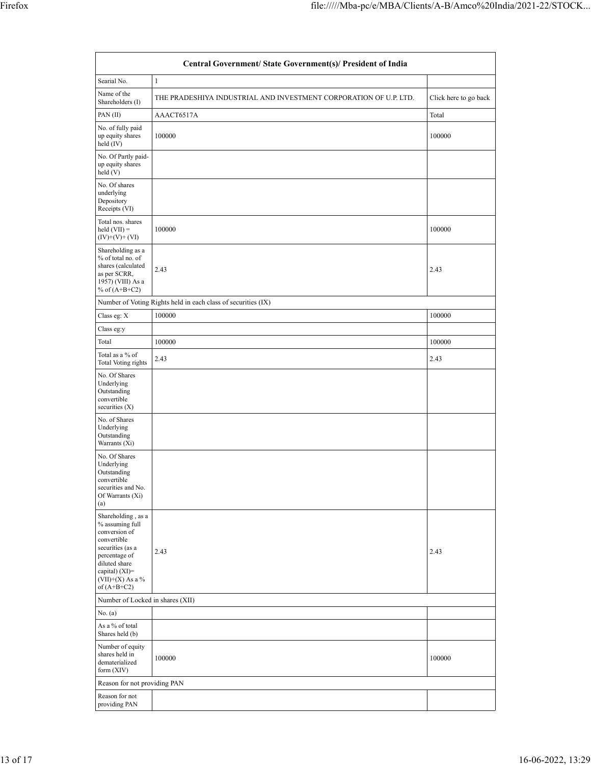| Central Government/ State Government(s)/ President of India | | |
|---|---|---|
| Searial No. | 1 | |
| Name of the Shareholders (I) | THE PRADESHIYA INDUSTRIAL AND INVESTMENT CORPORATION OF U.P. LTD. | Click here to go back |
| PAN (II) | AAACT6517A | Total |
| No. of fully paid up equity shares held (IV) | 100000 | 100000 |
| No. Of Partly paid-up equity shares held (V) | | |
| No. Of shares underlying Depository Receipts (VI) | | |
| Total nos. shares held (VII) = (IV)+(V)+ (VI) | 100000 | 100000 |
| Shareholding as a % of total no. of shares (calculated as per SCRR, 1957) (VIII) As a % of (A+B+C2) | 2.43 | 2.43 |
| Number of Voting Rights held in each class of securities (IX) | | |
| Class eg: X | 100000 | 100000 |
| Class eg:y | | |
| Total | 100000 | 100000 |
| Total as a % of Total Voting rights | 2.43 | 2.43 |
| No. Of Shares Underlying Outstanding convertible securities (X) | | |
| No. of Shares Underlying Outstanding Warrants (Xi) | | |
| No. Of Shares Underlying Outstanding convertible securities and No. Of Warrants (Xi) (a) | | |
| Shareholding , as a % assuming full conversion of convertible securities (as a percentage of diluted share capital) (XI)= (VII)+(X) As a % of (A+B+C2) | 2.43 | 2.43 |
| Number of Locked in shares (XII) | | |
| No. (a) | | |
| As a % of total Shares held (b) | | |
| Number of equity shares held in dematerialized form (XIV) | 100000 | 100000 |
| Reason for not providing PAN | | |
| Reason for not providing PAN | | |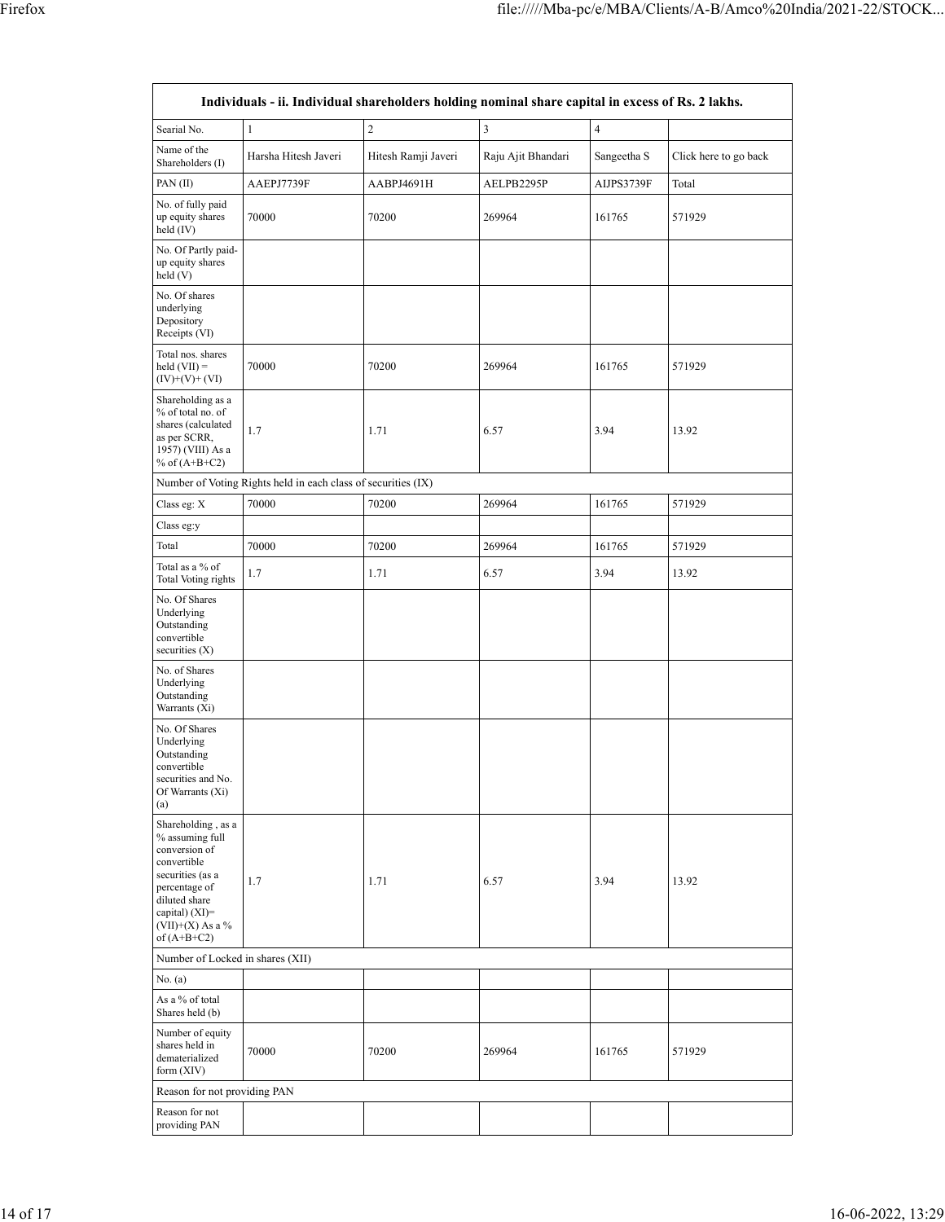| Individuals - ii. Individual shareholders holding nominal share capital in excess of Rs. 2 lakhs. | | | | | |
|---|---|---|---|---|---|
| Searial No. | 1 | 2 | 3 | 4 | |
| Name of the Shareholders (I) | Harsha Hitesh Javeri | Hitesh Ramji Javeri | Raju Ajit Bhandari | Sangeetha S | Click here to go back |
| PAN (II) | AAEPJ7739F | AABPJ4691H | AELPB2295P | AIJPS3739F | Total |
| No. of fully paid up equity shares held (IV) | 70000 | 70200 | 269964 | 161765 | 571929 |
| No. Of Partly paid-up equity shares held (V) | | | | | |
| No. Of shares underlying Depository Receipts (VI) | | | | | |
| Total nos. shares held (VII) = (IV)+(V)+ (VI) | 70000 | 70200 | 269964 | 161765 | 571929 |
| Shareholding as a % of total no. of shares (calculated as per SCRR, 1957) (VIII) As a % of (A+B+C2) | 1.7 | 1.71 | 6.57 | 3.94 | 13.92 |
| Number of Voting Rights held in each class of securities (IX) | | | | | |
| Class eg: X | 70000 | 70200 | 269964 | 161765 | 571929 |
| Class eg:y | | | | | |
| Total | 70000 | 70200 | 269964 | 161765 | 571929 |
| Total as a % of Total Voting rights | 1.7 | 1.71 | 6.57 | 3.94 | 13.92 |
| No. Of Shares Underlying Outstanding convertible securities (X) | | | | | |
| No. of Shares Underlying Outstanding Warrants (Xi) | | | | | |
| No. Of Shares Underlying Outstanding convertible securities and No. Of Warrants (Xi) (a) | | | | | |
| Shareholding , as a % assuming full conversion of convertible securities (as a percentage of diluted share capital) (XI)= (VII)+(X) As a % of (A+B+C2) | 1.7 | 1.71 | 6.57 | 3.94 | 13.92 |
| Number of Locked in shares (XII) | | | | | |
| No. (a) | | | | | |
| As a % of total Shares held (b) | | | | | |
| Number of equity shares held in dematerialized form (XIV) | 70000 | 70200 | 269964 | 161765 | 571929 |
| Reason for not providing PAN | | | | | |
| Reason for not providing PAN | | | | | |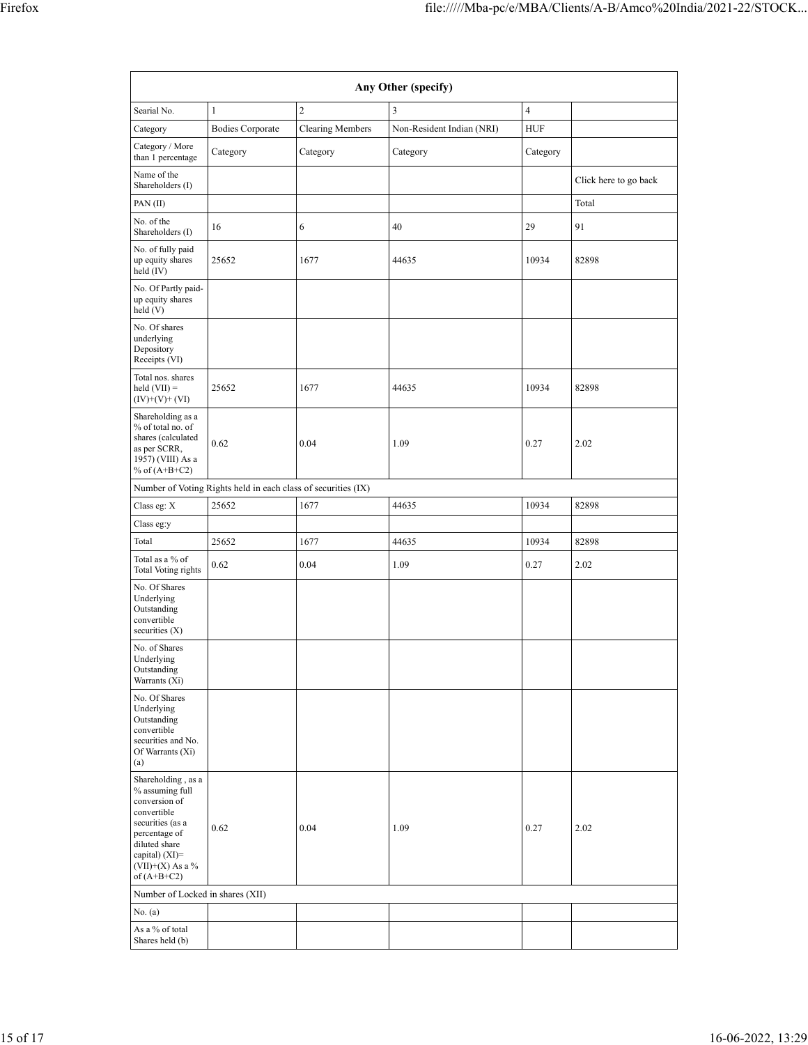| Any Other (specify) | | | | | |
|---|---|---|---|---|---|
| Searial No. | 1 | 2 | 3 | 4 | |
| Category | Bodies Corporate | Clearing Members | Non-Resident Indian (NRI) | HUF | |
| Category / More than 1 percentage | Category | Category | Category | Category | |
| Name of the Shareholders (I) | | | | | Click here to go back |
| PAN (II) | | | | | Total |
| No. of the Shareholders (I) | 16 | 6 | 40 | 29 | 91 |
| No. of fully paid up equity shares held (IV) | 25652 | 1677 | 44635 | 10934 | 82898 |
| No. Of Partly paid-up equity shares held (V) | | | | | |
| No. Of shares underlying Depository Receipts (VI) | | | | | |
| Total nos. shares held (VII) = (IV)+(V)+ (VI) | 25652 | 1677 | 44635 | 10934 | 82898 |
| Shareholding as a % of total no. of shares (calculated as per SCRR, 1957) (VIII) As a % of (A+B+C2) | 0.62 | 0.04 | 1.09 | 0.27 | 2.02 |
| Number of Voting Rights held in each class of securities (IX) | | | | | |
| Class eg: X | 25652 | 1677 | 44635 | 10934 | 82898 |
| Class eg:y | | | | | |
| Total | 25652 | 1677 | 44635 | 10934 | 82898 |
| Total as a % of Total Voting rights | 0.62 | 0.04 | 1.09 | 0.27 | 2.02 |
| No. Of Shares Underlying Outstanding convertible securities (X) | | | | | |
| No. of Shares Underlying Outstanding Warrants (Xi) | | | | | |
| No. Of Shares Underlying Outstanding convertible securities and No. Of Warrants (Xi) (a) | | | | | |
| Shareholding , as a % assuming full conversion of convertible securities (as a percentage of diluted share capital) (XI)= (VII)+(X) As a % of (A+B+C2) | 0.62 | 0.04 | 1.09 | 0.27 | 2.02 |
| Number of Locked in shares (XII) | | | | | |
| No. (a) | | | | | |
| As a % of total Shares held (b) | | | | | |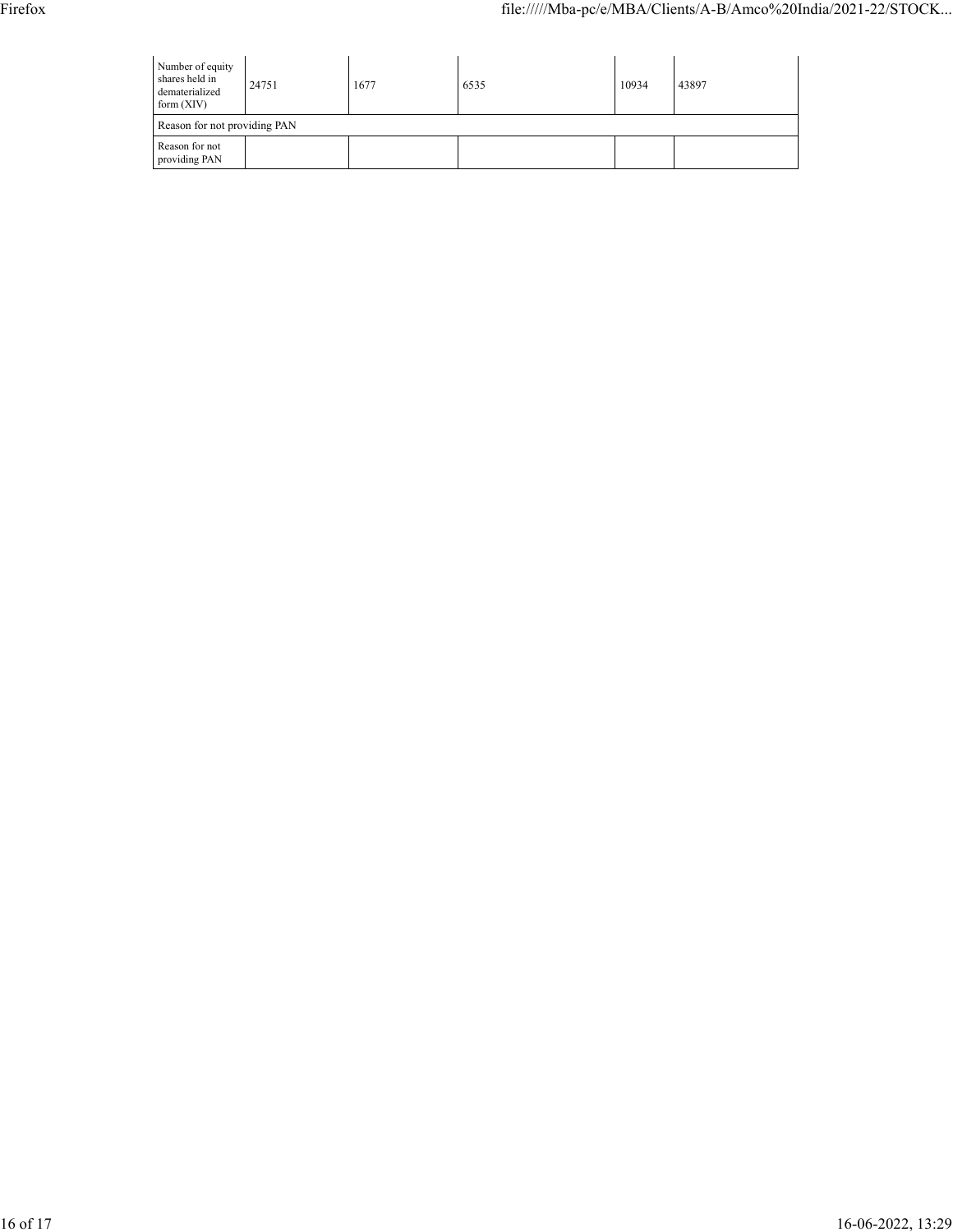| Number of equity shares held in dematerialized form (XIV) | 24751 | 1677 | 6535 | 10934 | 43897 |
|---|---|---|---|---|---|
| Reason for not providing PAN | | | | | |
| Reason for not providing PAN | | | | | |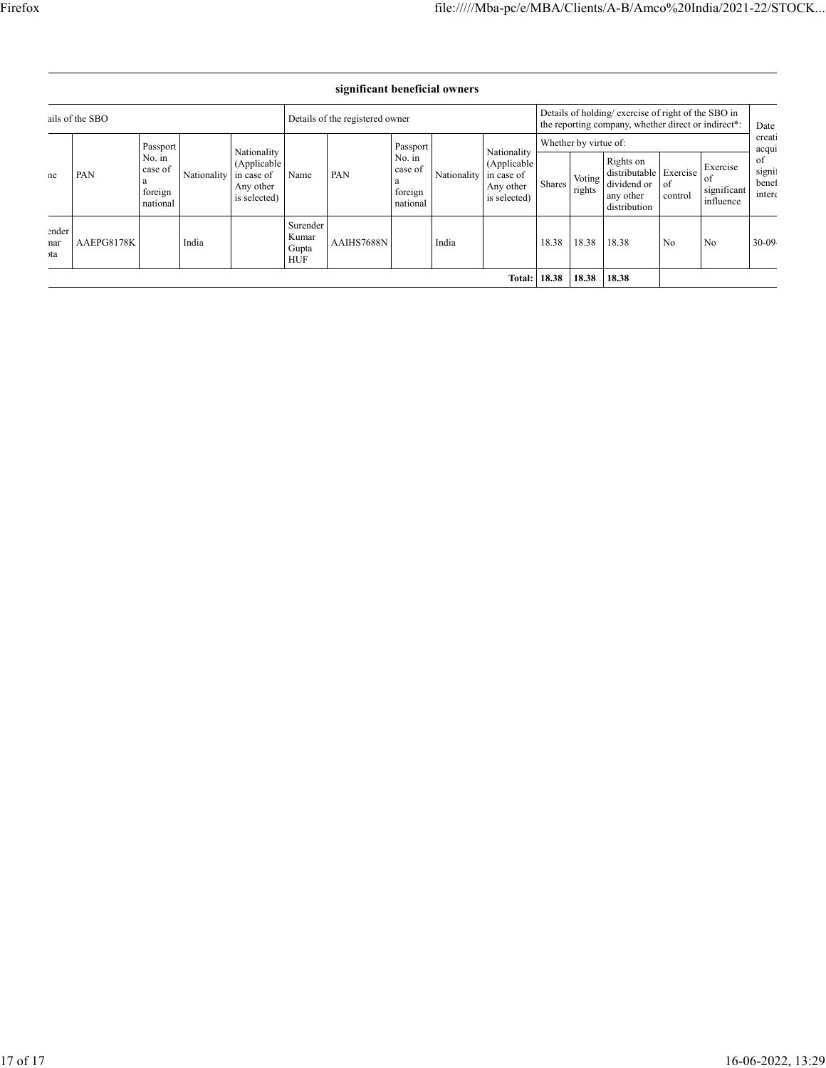## significant beneficial owners

| ails of the SBO | | | | | Details of the registered owner | | | | | Details of holding/ exercise of right of the SBO in the reporting company, whether direct or indirect*: | | | | | Date creati acqui of signif benef interc |
|---|---|---|---|---|---|---|---|---|---|---|---|---|---|---|---|
| | | | | | | | | | | Whether by virtue of: | | | | | |
| ne | PAN | Passport No. in case of a foreign national | Nationality | Nationality (Applicable in case of Any other is selected) | Name | PAN | Passport No. in case of a foreign national | Nationality | Nationality (Applicable in case of Any other is selected) | Shares | Voting rights | Rights on distributable dividend or any other distribution | Exercise of control | Exercise of significant influence | |
| ender nar ota | AAEPG8178K | | India | | Surender Kumar Gupta HUF | AAIHS7688N | | India | | 18.38 | 18.38 | 18.38 | No | No | 30-09- |
| | | | | | | | | | **Total:** | **18.38** | **18.38** | **18.38** | | | |